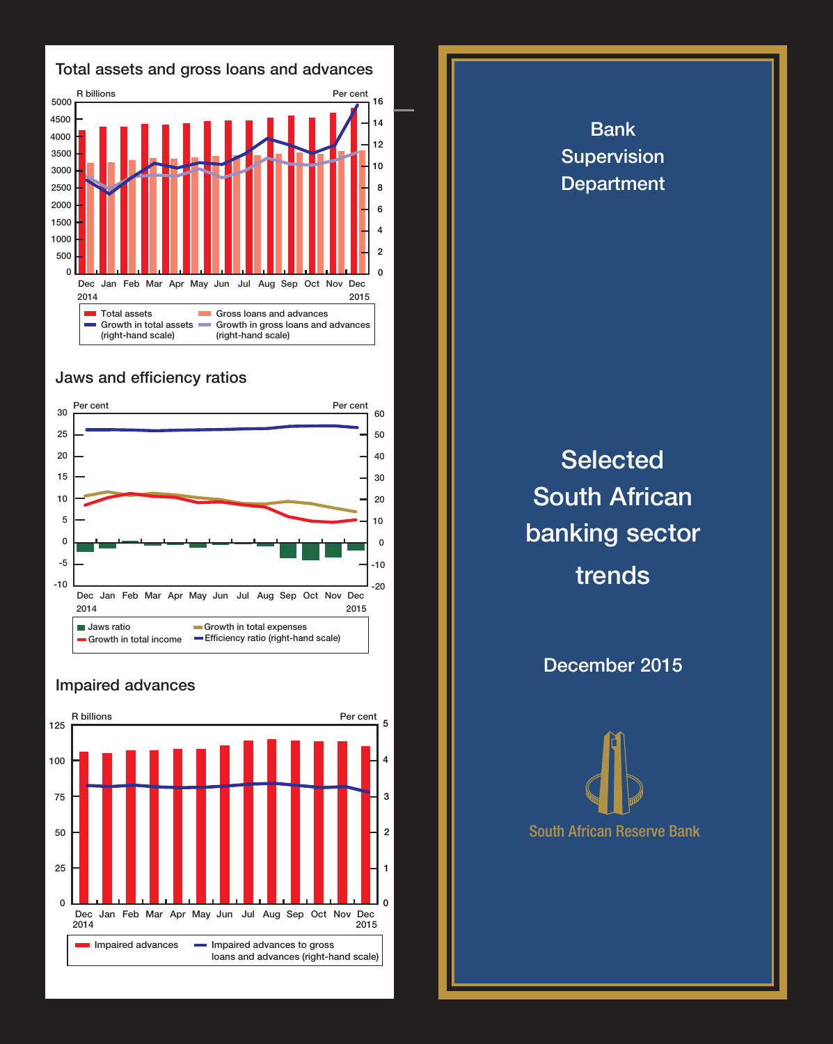## Total assets and gross loans and advances

R billions — Per cent

Dec 2014 – Dec 2015

- Total assets
- Gross loans and advances
- Growth in total assets (right-hand scale)
- Growth in gross loans and advances (right-hand scale)

## Jaws and efficiency ratios

Per cent — Per cent

Dec 2014 – Dec 2015

- Jaws ratio
- Growth in total income
- Growth in total expenses
- Efficiency ratio (right-hand scale)

## Impaired advances

R billions — Per cent

Dec 2014 – Dec 2015

- Impaired advances
- Impaired advances to gross loans and advances (right-hand scale)

Bank Supervision Department

# Selected South African banking sector trends

December 2015

South African Reserve Bank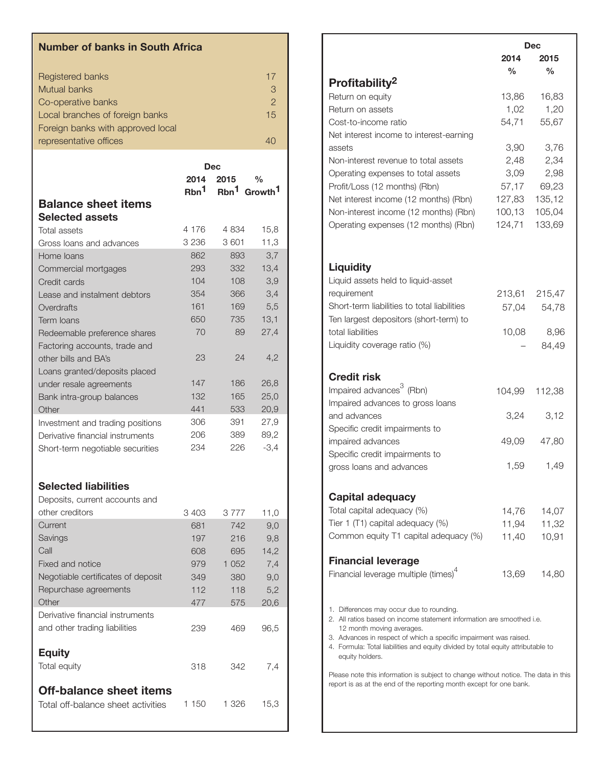## Number of banks in South Africa

| | |
|---|---|
| Registered banks | 17 |
| Mutual banks | 3 |
| Co-operative banks | 2 |
| Local branches of foreign banks | 15 |
| Foreign banks with approved local representative offices | 40 |

| | Dec 2014 Rbn[1] | Dec 2015 Rbn[1] | % Growth[1] |
|---|---|---|---|
| **Balance sheet items** | | | |
| **Selected assets** | | | |
| Total assets | 4 176 | 4 834 | 15,8 |
| Gross loans and advances | 3 236 | 3 601 | 11,3 |
| Home loans | 862 | 893 | 3,7 |
| Commercial mortgages | 293 | 332 | 13,4 |
| Credit cards | 104 | 108 | 3,9 |
| Lease and instalment debtors | 354 | 366 | 3,4 |
| Overdrafts | 161 | 169 | 5,5 |
| Term loans | 650 | 735 | 13,1 |
| Redeemable preference shares | 70 | 89 | 27,4 |
| Factoring accounts, trade and other bills and BA's | 23 | 24 | 4,2 |
| Loans granted/deposits placed under resale agreements | 147 | 186 | 26,8 |
| Bank intra-group balances | 132 | 165 | 25,0 |
| Other | 441 | 533 | 20,9 |
| Investment and trading positions | 306 | 391 | 27,9 |
| Derivative financial instruments | 206 | 389 | 89,2 |
| Short-term negotiable securities | 234 | 226 | -3,4 |
| **Selected liabilities** | | | |
| Deposits, current accounts and other creditors | 3 403 | 3 777 | 11,0 |
| Current | 681 | 742 | 9,0 |
| Savings | 197 | 216 | 9,8 |
| Call | 608 | 695 | 14,2 |
| Fixed and notice | 979 | 1 052 | 7,4 |
| Negotiable certificates of deposit | 349 | 380 | 9,0 |
| Repurchase agreements | 112 | 118 | 5,2 |
| Other | 477 | 575 | 20,6 |
| Derivative financial instruments and other trading liabilities | 239 | 469 | 96,5 |
| **Equity** | | | |
| Total equity | 318 | 342 | 7,4 |
| **Off-balance sheet items** | | | |
| Total off-balance sheet activities | 1 150 | 1 326 | 15,3 |

| | Dec 2014 % | Dec 2015 % |
|---|---|---|
| **Profitability[2]** | | |
| Return on equity | 13,86 | 16,83 |
| Return on assets | 1,02 | 1,20 |
| Cost-to-income ratio | 54,71 | 55,67 |
| Net interest income to interest-earning assets | 3,90 | 3,76 |
| Non-interest revenue to total assets | 2,48 | 2,34 |
| Operating expenses to total assets | 3,09 | 2,98 |
| Profit/Loss (12 months) (Rbn) | 57,17 | 69,23 |
| Net interest income (12 months) (Rbn) | 127,83 | 135,12 |
| Non-interest income (12 months) (Rbn) | 100,13 | 105,04 |
| Operating expenses (12 months) (Rbn) | 124,71 | 133,69 |
| **Liquidity** | | |
| Liquid assets held to liquid-asset requirement | 213,61 | 215,47 |
| Short-term liabilities to total liabilities | 57,04 | 54,78 |
| Ten largest depositors (short-term) to total liabilities | 10,08 | 8,96 |
| Liquidity coverage ratio (%) | – | 84,49 |
| **Credit risk** | | |
| Impaired advances[3] (Rbn) | 104,99 | 112,38 |
| Impaired advances to gross loans and advances | 3,24 | 3,12 |
| Specific credit impairments to impaired advances | 49,09 | 47,80 |
| Specific credit impairments to gross loans and advances | 1,59 | 1,49 |
| **Capital adequacy** | | |
| Total capital adequacy (%) | 14,76 | 14,07 |
| Tier 1 (T1) capital adequacy (%) | 11,94 | 11,32 |
| Common equity T1 capital adequacy (%) | 11,40 | 10,91 |
| **Financial leverage** | | |
| Financial leverage multiple (times)[4] | 13,69 | 14,80 |

1. Differences may occur due to rounding.
2. All ratios based on income statement information are smoothed i.e. 12 month moving averages.
3. Advances in respect of which a specific impairment was raised.
4. Formula: Total liabilities and equity divided by total equity attributable to equity holders.

Please note this information is subject to change without notice. The data in this report is as at the end of the reporting month except for one bank.